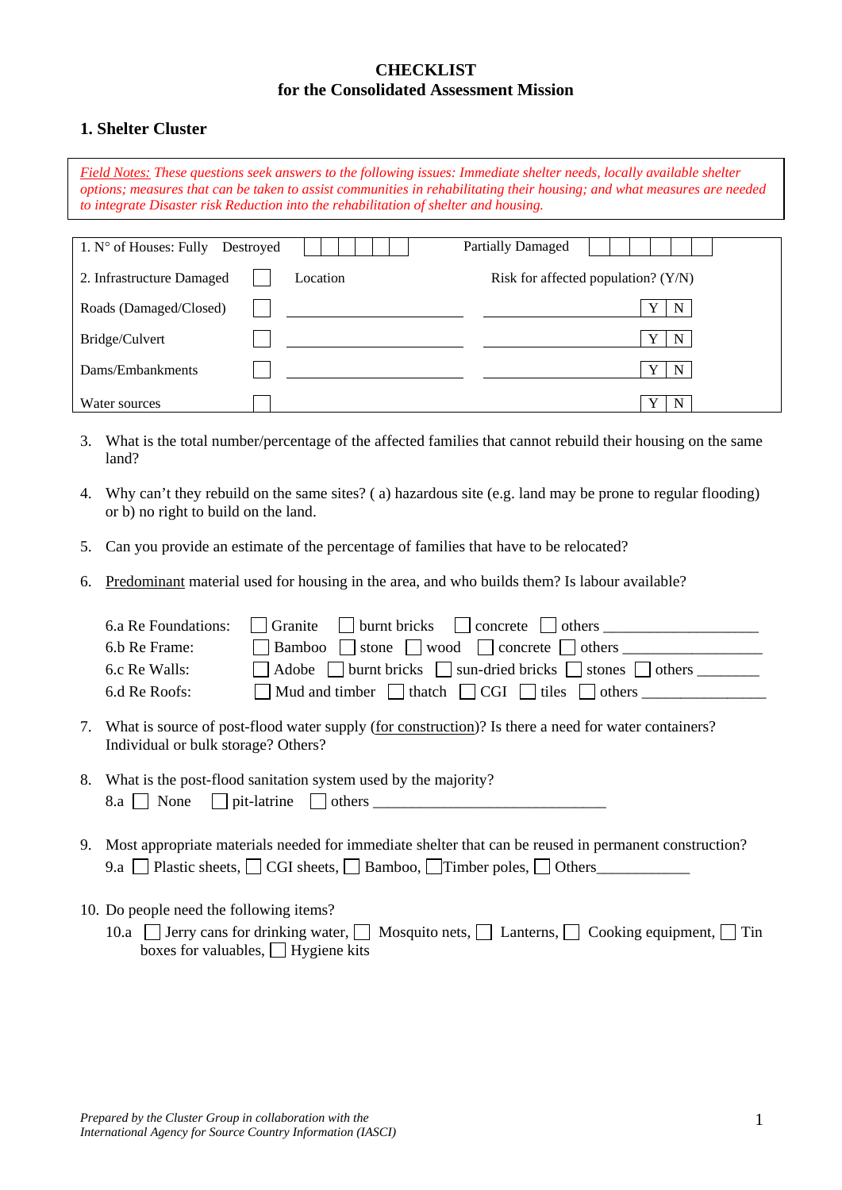**CHECKLIST**
**for the Consolidated Assessment Mission**

## 1. Shelter Cluster

*Field Notes: These questions seek answers to the following issues: Immediate shelter needs, locally available shelter options; measures that can be taken to assist communities in rehabilitating their housing; and what measures are needed to integrate Disaster risk Reduction into the rehabilitation of shelter and housing.*

| 1. N° of Houses: Fully Destroyed | ☐☐☐☐☐☐ | Partially Damaged ☐☐☐☐☐☐ | |
|---|---|---|---|
| 2. Infrastructure Damaged | ☐ | Location | Risk for affected population? (Y/N) |
| Roads (Damaged/Closed) | ☐ | ____________ | ____________ Y N |
| Bridge/Culvert | ☐ | ____________ | ____________ Y N |
| Dams/Embankments | ☐ | ____________ | ____________ Y N |
| Water sources | ☐ | | Y N |

3. What is the total number/percentage of the affected families that cannot rebuild their housing on the same land?

4. Why can't they rebuild on the same sites? ( a) hazardous site (e.g. land may be prone to regular flooding) or b) no right to build on the land.

5. Can you provide an estimate of the percentage of families that have to be relocated?

6. Predominant material used for housing in the area, and who builds them? Is labour available?

   6.a Re Foundations: ☐ Granite ☐ burnt bricks ☐ concrete ☐ others ___________________
   6.b Re Frame: ☐ Bamboo ☐ stone ☐ wood ☐ concrete ☐ others ___________________
   6.c Re Walls: ☐ Adobe ☐ burnt bricks ☐ sun-dried bricks ☐ stones ☐ others ________
   6.d Re Roofs: ☐ Mud and timber ☐ thatch ☐ CGI ☐ tiles ☐ others ________________

7. What is source of post-flood water supply (for construction)? Is there a need for water containers? Individual or bulk storage? Others?

8. What is the post-flood sanitation system used by the majority?
   8.a ☐ None ☐ pit-latrine ☐ others ______________________________

9. Most appropriate materials needed for immediate shelter that can be reused in permanent construction?
   9.a ☐ Plastic sheets, ☐ CGI sheets, ☐ Bamboo, ☐ Timber poles, ☐ Others____________

10. Do people need the following items?
    10.a ☐ Jerry cans for drinking water, ☐ Mosquito nets, ☐ Lanterns, ☐ Cooking equipment, ☐ Tin boxes for valuables, ☐ Hygiene kits

*Prepared by the Cluster Group in collaboration with the International Agency for Source Country Information (IASCI)*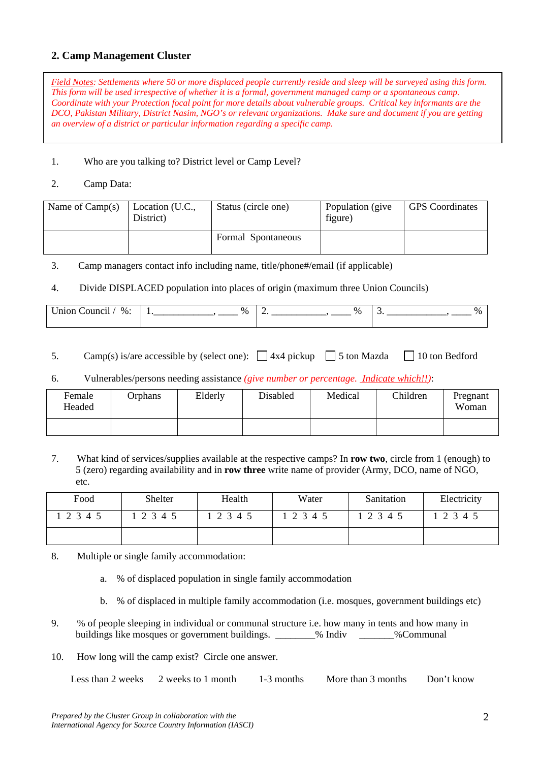## 2. Camp Management Cluster

*Field Notes: Settlements where 50 or more displaced people currently reside and sleep will be surveyed using this form. This form will be used irrespective of whether it is a formal, government managed camp or a spontaneous camp. Coordinate with your Protection focal point for more details about vulnerable groups. Critical key informants are the DCO, Pakistan Military, District Nasim, NGO's or relevant organizations. Make sure and document if you are getting an overview of a district or particular information regarding a specific camp.*

1. Who are you talking to? District level or Camp Level?

2. Camp Data:

| Name of Camp(s) | Location (U.C., District) | Status (circle one) | Population (give figure) | GPS Coordinates |
|---|---|---|---|---|
| | | Formal Spontaneous | | |

3. Camp managers contact info including name, title/phone#/email (if applicable)

4. Divide DISPLACED population into places of origin (maximum three Union Councils)

| Union Council / %: | 1.___________, ____ % | 2. ___________, ____ % | 3. ___________, ____ % |
|---|---|---|---|

5. Camp(s) is/are accessible by (select one): ☐ 4x4 pickup ☐ 5 ton Mazda ☐ 10 ton Bedford

6. Vulnerables/persons needing assistance *(give number or percentage. Indicate which!!)*:

| Female Headed | Orphans | Elderly | Disabled | Medical | Children | Pregnant Woman |
|---|---|---|---|---|---|---|
| | | | | | | |

7. What kind of services/supplies available at the respective camps? In **row two**, circle from 1 (enough) to 5 (zero) regarding availability and in **row three** write name of provider (Army, DCO, name of NGO, etc.

| Food | Shelter | Health | Water | Sanitation | Electricity |
|---|---|---|---|---|---|
| 1 2 3 4 5 | 1 2 3 4 5 | 1 2 3 4 5 | 1 2 3 4 5 | 1 2 3 4 5 | 1 2 3 4 5 |
| | | | | | |

8. Multiple or single family accommodation:

   a. % of displaced population in single family accommodation

   b. % of displaced in multiple family accommodation (i.e. mosques, government buildings etc)

9. % of people sleeping in individual or communal structure i.e. how many in tents and how many in buildings like mosques or government buildings. ________% Indiv _______%Communal

10. How long will the camp exist? Circle one answer.

    Less than 2 weeks    2 weeks to 1 month    1-3 months    More than 3 months    Don't know

*Prepared by the Cluster Group in collaboration with the International Agency for Source Country Information (IASCI)*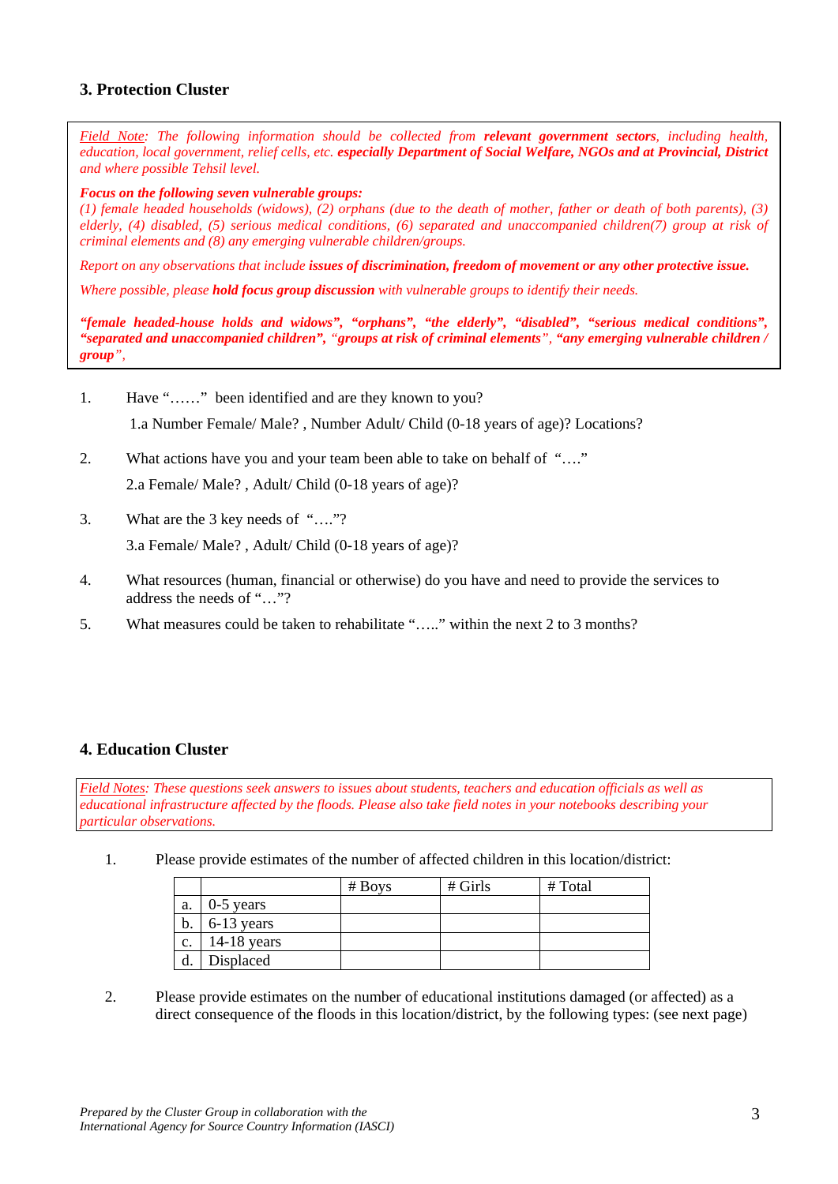## 3. Protection Cluster

*Field Note: The following information should be collected from **relevant government sectors**, including health, education, local government, relief cells, etc. **especially Department of Social Welfare, NGOs and at Provincial, District** and where possible Tehsil level.*

***Focus on the following seven vulnerable groups:***
*(1) female headed households (widows), (2) orphans (due to the death of mother, father or death of both parents), (3) elderly, (4) disabled, (5) serious medical conditions, (6) separated and unaccompanied children(7) group at risk of criminal elements and (8) any emerging vulnerable children/groups.*

*Report on any observations that include **issues of discrimination, freedom of movement or any other protective issue.***

*Where possible, please **hold focus group discussion** with vulnerable groups to identify their needs.*

***"female headed-house holds and widows", "orphans", "the elderly", "disabled", "serious medical conditions", "separated and unaccompanied children", "groups at risk of criminal elements", "any emerging vulnerable children / group",***

1. Have "……" been identified and are they known to you?

   1.a Number Female/ Male? , Number Adult/ Child (0-18 years of age)? Locations?

2. What actions have you and your team been able to take on behalf of "…."

   2.a Female/ Male? , Adult/ Child (0-18 years of age)?

3. What are the 3 key needs of "…."?

   3.a Female/ Male? , Adult/ Child (0-18 years of age)?

4. What resources (human, financial or otherwise) do you have and need to provide the services to address the needs of "…"?

5. What measures could be taken to rehabilitate "….." within the next 2 to 3 months?

## 4. Education Cluster

*Field Notes: These questions seek answers to issues about students, teachers and education officials as well as educational infrastructure affected by the floods. Please also take field notes in your notebooks describing your particular observations.*

1. Please provide estimates of the number of affected children in this location/district:

| | | # Boys | # Girls | # Total |
|---|---|---|---|---|
| a. | 0-5 years | | | |
| b. | 6-13 years | | | |
| c. | 14-18 years | | | |
| d. | Displaced | | | |

2. Please provide estimates on the number of educational institutions damaged (or affected) as a direct consequence of the floods in this location/district, by the following types: (see next page)

*Prepared by the Cluster Group in collaboration with the International Agency for Source Country Information (IASCI)*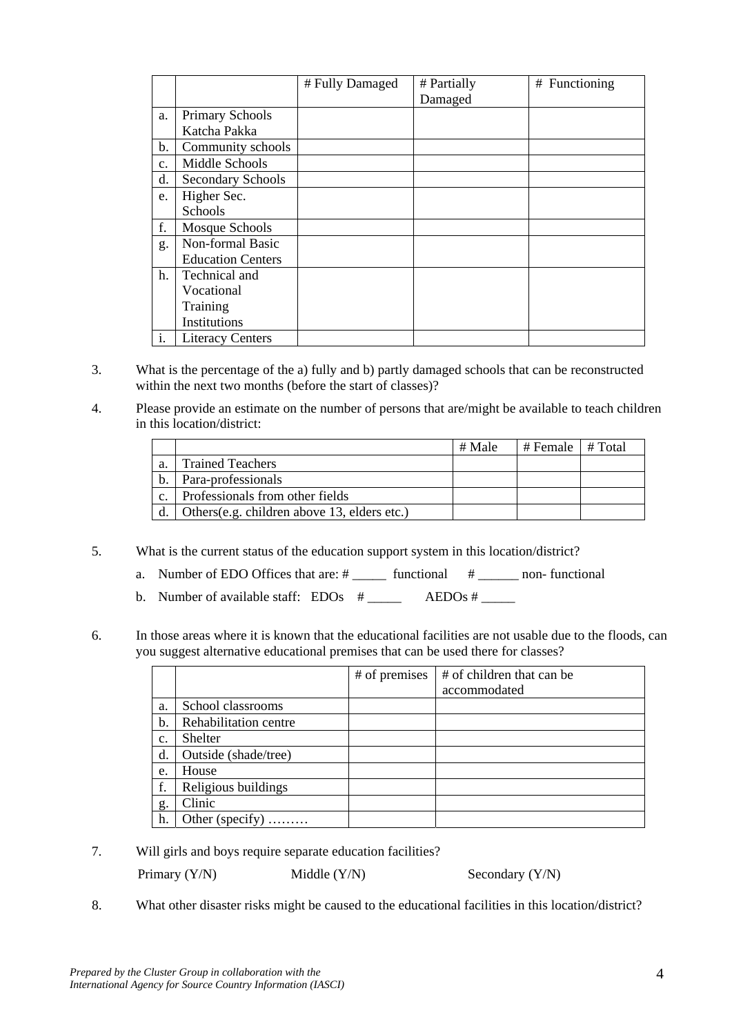| | | # Fully Damaged | # Partially Damaged | # Functioning |
|---|---|---|---|---|
| a. | Primary Schools Katcha Pakka | | | |
| b. | Community schools | | | |
| c. | Middle Schools | | | |
| d. | Secondary Schools | | | |
| e. | Higher Sec. Schools | | | |
| f. | Mosque Schools | | | |
| g. | Non-formal Basic Education Centers | | | |
| h. | Technical and Vocational Training Institutions | | | |
| i. | Literacy Centers | | | |

3. What is the percentage of the a) fully and b) partly damaged schools that can be reconstructed within the next two months (before the start of classes)?

4. Please provide an estimate on the number of persons that are/might be available to teach children in this location/district:

| | | # Male | # Female | # Total |
|---|---|---|---|---|
| a. | Trained Teachers | | | |
| b. | Para-professionals | | | |
| c. | Professionals from other fields | | | |
| d. | Others(e.g. children above 13, elders etc.) | | | |

5. What is the current status of the education support system in this location/district?

   a. Number of EDO Offices that are: # _____ functional # ______ non- functional

   b. Number of available staff: EDOs # _____ AEDOs # _____

6. In those areas where it is known that the educational facilities are not usable due to the floods, can you suggest alternative educational premises that can be used there for classes?

| | | # of premises | # of children that can be accommodated |
|---|---|---|---|
| a. | School classrooms | | |
| b. | Rehabilitation centre | | |
| c. | Shelter | | |
| d. | Outside (shade/tree) | | |
| e. | House | | |
| f. | Religious buildings | | |
| g. | Clinic | | |
| h. | Other (specify) ……… | | |

7. Will girls and boys require separate education facilities?

   Primary (Y/N) Middle (Y/N) Secondary (Y/N)

8. What other disaster risks might be caused to the educational facilities in this location/district?

*Prepared by the Cluster Group in collaboration with the International Agency for Source Country Information (IASCI)*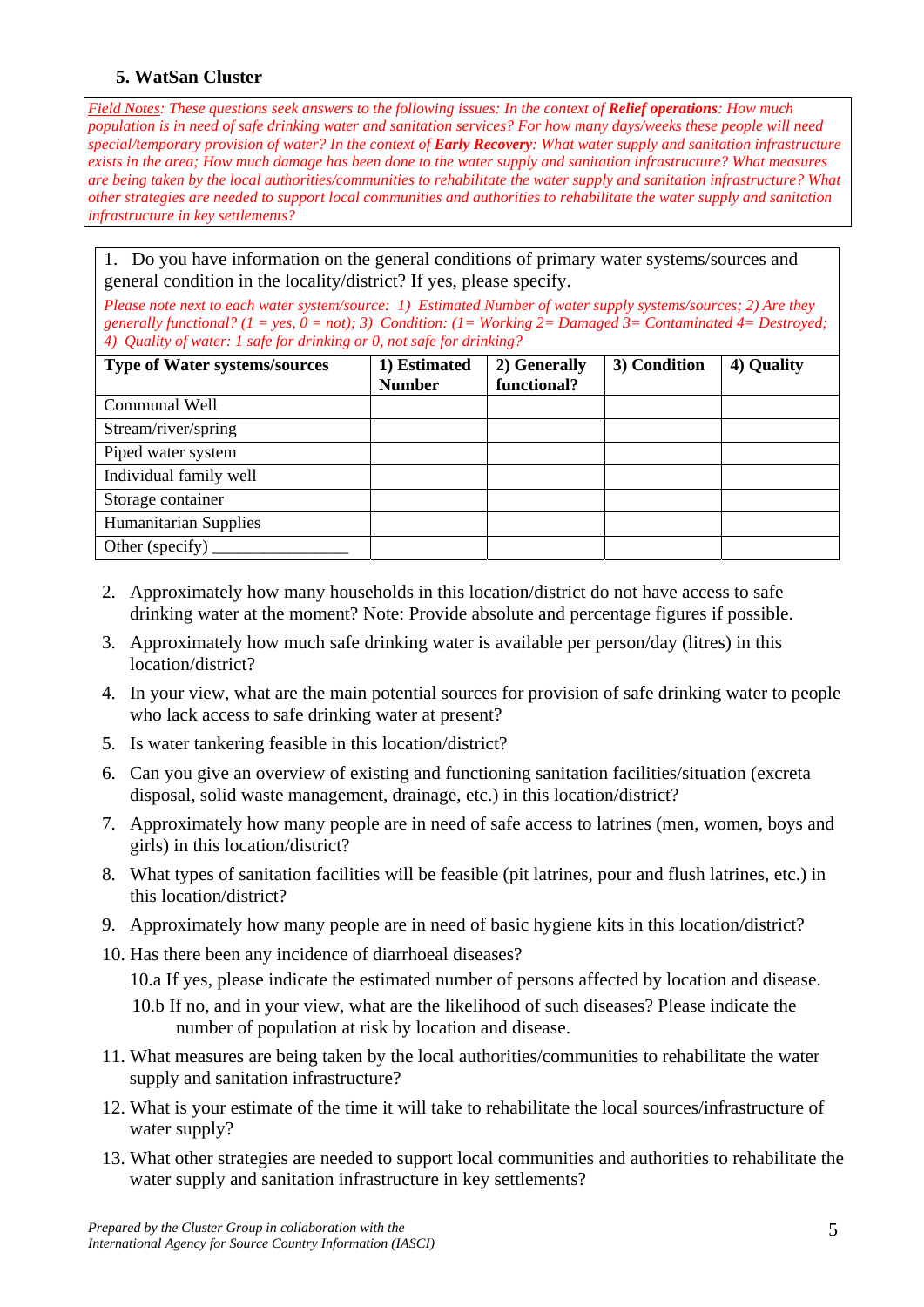## 5. WatSan Cluster

*Field Notes: These questions seek answers to the following issues: In the context of **Relief operations**: How much population is in need of safe drinking water and sanitation services? For how many days/weeks these people will need special/temporary provision of water? In the context of **Early Recovery**: What water supply and sanitation infrastructure exists in the area; How much damage has been done to the water supply and sanitation infrastructure? What measures are being taken by the local authorities/communities to rehabilitate the water supply and sanitation infrastructure? What other strategies are needed to support local communities and authorities to rehabilitate the water supply and sanitation infrastructure in key settlements?*

1. Do you have information on the general conditions of primary water systems/sources and general condition in the locality/district? If yes, please specify.

*Please note next to each water system/source: 1) Estimated Number of water supply systems/sources; 2) Are they generally functional? (1 = yes, 0 = not); 3) Condition: (1= Working 2= Damaged 3= Contaminated 4= Destroyed; 4) Quality of water: 1 safe for drinking or 0, not safe for drinking?*

| Type of Water systems/sources | 1) Estimated Number | 2) Generally functional? | 3) Condition | 4) Quality |
|---|---|---|---|---|
| Communal Well | | | | |
| Stream/river/spring | | | | |
| Piped water system | | | | |
| Individual family well | | | | |
| Storage container | | | | |
| Humanitarian Supplies | | | | |
| Other (specify) ________________ | | | | |

2. Approximately how many households in this location/district do not have access to safe drinking water at the moment? Note: Provide absolute and percentage figures if possible.
3. Approximately how much safe drinking water is available per person/day (litres) in this location/district?
4. In your view, what are the main potential sources for provision of safe drinking water to people who lack access to safe drinking water at present?
5. Is water tankering feasible in this location/district?
6. Can you give an overview of existing and functioning sanitation facilities/situation (excreta disposal, solid waste management, drainage, etc.) in this location/district?
7. Approximately how many people are in need of safe access to latrines (men, women, boys and girls) in this location/district?
8. What types of sanitation facilities will be feasible (pit latrines, pour and flush latrines, etc.) in this location/district?
9. Approximately how many people are in need of basic hygiene kits in this location/district?
10. Has there been any incidence of diarrhoeal diseases?
    - 10.a If yes, please indicate the estimated number of persons affected by location and disease.
    - 10.b If no, and in your view, what are the likelihood of such diseases? Please indicate the number of population at risk by location and disease.
11. What measures are being taken by the local authorities/communities to rehabilitate the water supply and sanitation infrastructure?
12. What is your estimate of the time it will take to rehabilitate the local sources/infrastructure of water supply?
13. What other strategies are needed to support local communities and authorities to rehabilitate the water supply and sanitation infrastructure in key settlements?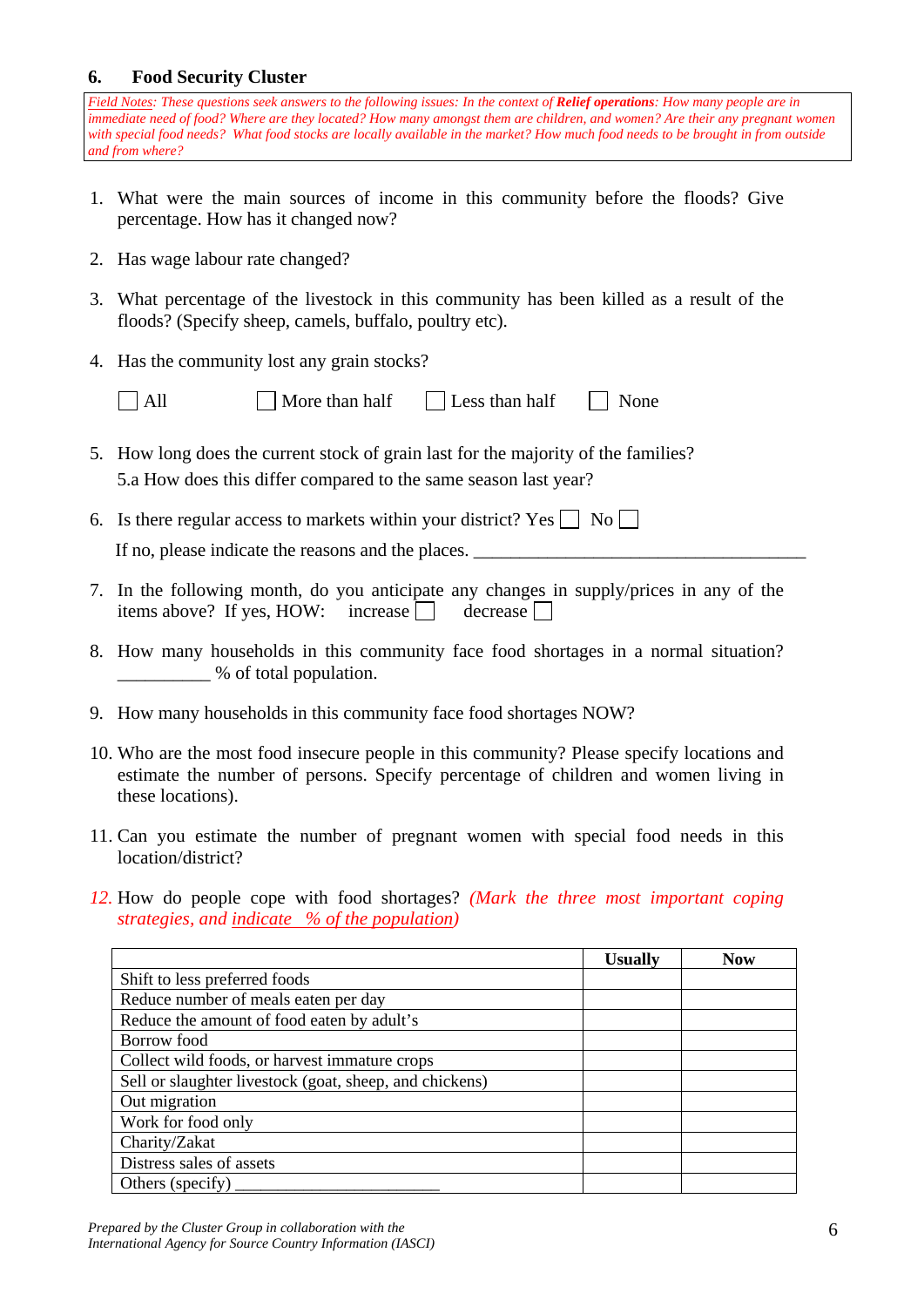## 6. Food Security Cluster

*Field Notes: These questions seek answers to the following issues: In the context of **Relief operations**: How many people are in immediate need of food? Where are they located? How many amongst them are children, and women? Are their any pregnant women with special food needs? What food stocks are locally available in the market? How much food needs to be brought in from outside and from where?*

1. What were the main sources of income in this community before the floods? Give percentage. How has it changed now?

2. Has wage labour rate changed?

3. What percentage of the livestock in this community has been killed as a result of the floods? (Specify sheep, camels, buffalo, poultry etc).

4. Has the community lost any grain stocks?

   ☐ All ☐ More than half ☐ Less than half ☐ None

5. How long does the current stock of grain last for the majority of the families?

   5.a How does this differ compared to the same season last year?

6. Is there regular access to markets within your district? Yes ☐ No ☐

   If no, please indicate the reasons and the places. ____________________________________

7. In the following month, do you anticipate any changes in supply/prices in any of the items above? If yes, HOW: increase ☐ decrease ☐

8. How many households in this community face food shortages in a normal situation? __________ % of total population.

9. How many households in this community face food shortages NOW?

10. Who are the most food insecure people in this community? Please specify locations and estimate the number of persons. Specify percentage of children and women living in these locations).

11. Can you estimate the number of pregnant women with special food needs in this location/district?

12. How do people cope with food shortages? *(Mark the three most important coping strategies, and indicate % of the population)*

| | Usually | Now |
|---|---|---|
| Shift to less preferred foods | | |
| Reduce number of meals eaten per day | | |
| Reduce the amount of food eaten by adult's | | |
| Borrow food | | |
| Collect wild foods, or harvest immature crops | | |
| Sell or slaughter livestock (goat, sheep, and chickens) | | |
| Out migration | | |
| Work for food only | | |
| Charity/Zakat | | |
| Distress sales of assets | | |
| Others (specify) ________________________ | | |

*Prepared by the Cluster Group in collaboration with the International Agency for Source Country Information (IASCI)*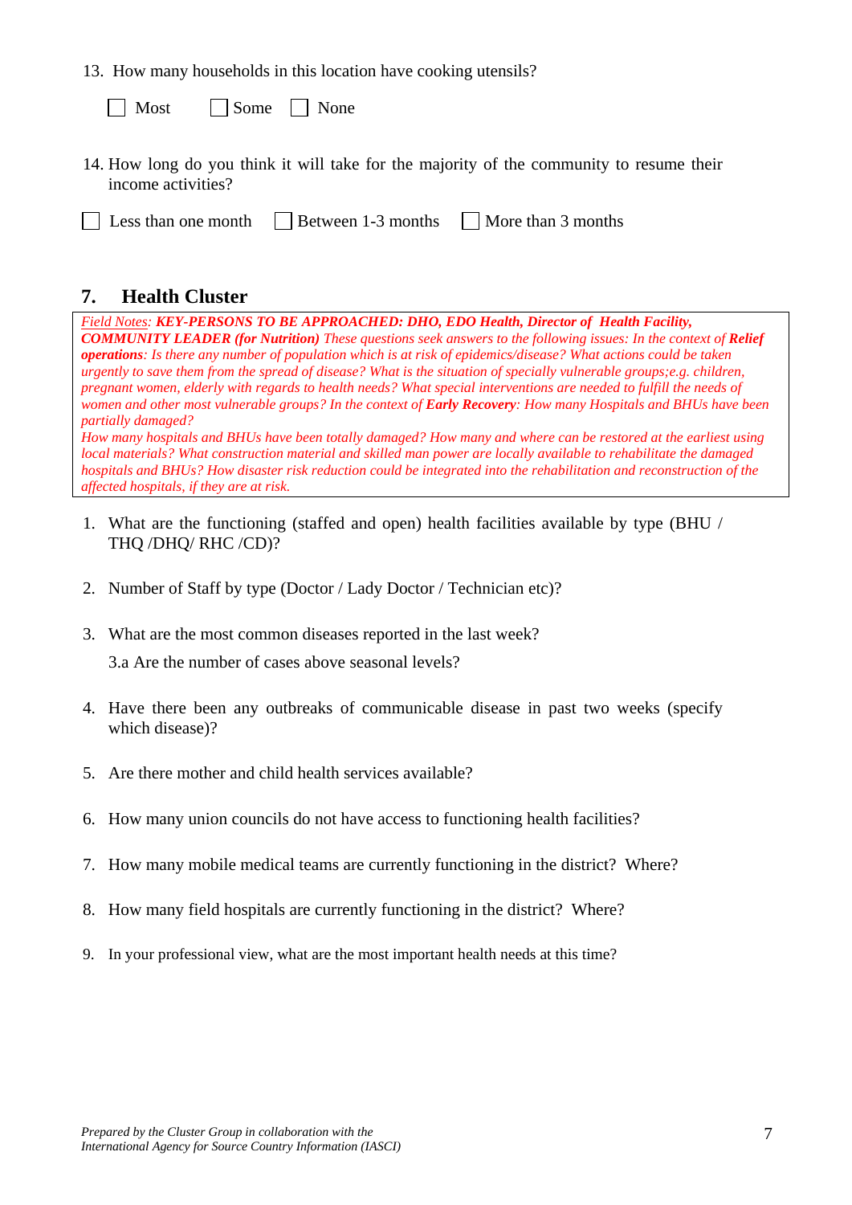13. How many households in this location have cooking utensils?

☐ Most ☐ Some ☐ None

14. How long do you think it will take for the majority of the community to resume their income activities?

☐ Less than one month ☐ Between 1-3 months ☐ More than 3 months

## 7. Health Cluster

*<u>Field Notes</u>: **KEY-PERSONS TO BE APPROACHED: DHO, EDO Health, Director of Health Facility, COMMUNITY LEADER (for Nutrition)** These questions seek answers to the following issues: In the context of **Relief operations**: Is there any number of population which is at risk of epidemics/disease? What actions could be taken urgently to save them from the spread of disease? What is the situation of specially vulnerable groups;e.g. children, pregnant women, elderly with regards to health needs? What special interventions are needed to fulfill the needs of women and other most vulnerable groups? In the context of **Early Recovery**: How many Hospitals and BHUs have been partially damaged?*

*How many hospitals and BHUs have been totally damaged? How many and where can be restored at the earliest using local materials? What construction material and skilled man power are locally available to rehabilitate the damaged hospitals and BHUs? How disaster risk reduction could be integrated into the rehabilitation and reconstruction of the affected hospitals, if they are at risk.*

1. What are the functioning (staffed and open) health facilities available by type (BHU / THQ /DHQ/ RHC /CD)?

2. Number of Staff by type (Doctor / Lady Doctor / Technician etc)?

3. What are the most common diseases reported in the last week?

   3.a Are the number of cases above seasonal levels?

4. Have there been any outbreaks of communicable disease in past two weeks (specify which disease)?

5. Are there mother and child health services available?

6. How many union councils do not have access to functioning health facilities?

7. How many mobile medical teams are currently functioning in the district? Where?

8. How many field hospitals are currently functioning in the district? Where?

9. In your professional view, what are the most important health needs at this time?

*Prepared by the Cluster Group in collaboration with the International Agency for Source Country Information (IASCI)*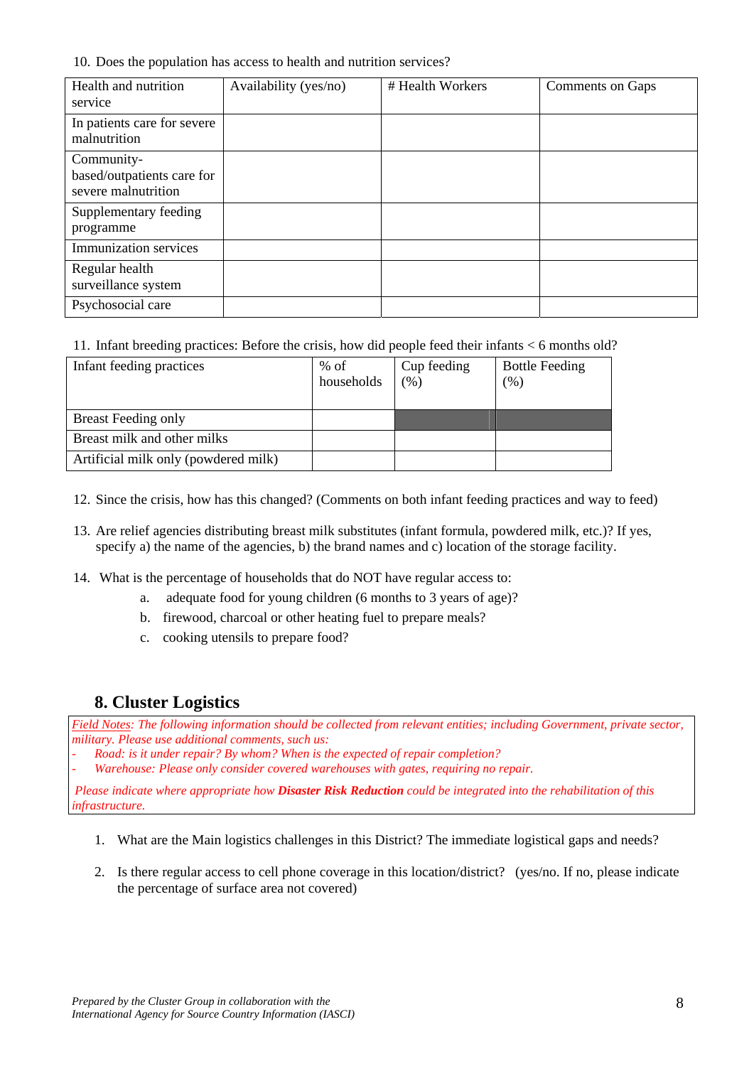10. Does the population has access to health and nutrition services?

| Health and nutrition service | Availability (yes/no) | # Health Workers | Comments on Gaps |
|---|---|---|---|
| In patients care for severe malnutrition | | | |
| Community-based/outpatients care for severe malnutrition | | | |
| Supplementary feeding programme | | | |
| Immunization services | | | |
| Regular health surveillance system | | | |
| Psychosocial care | | | |

11. Infant breeding practices: Before the crisis, how did people feed their infants < 6 months old?

| Infant feeding practices | % of households | Cup feeding (%) | Bottle Feeding (%) |
|---|---|---|---|
| Breast Feeding only | | | |
| Breast milk and other milks | | | |
| Artificial milk only (powdered milk) | | | |

12. Since the crisis, how has this changed? (Comments on both infant feeding practices and way to feed)

13. Are relief agencies distributing breast milk substitutes (infant formula, powdered milk, etc.)? If yes, specify a) the name of the agencies, b) the brand names and c) location of the storage facility.

14. What is the percentage of households that do NOT have regular access to:
    a. adequate food for young children (6 months to 3 years of age)?
    b. firewood, charcoal or other heating fuel to prepare meals?
    c. cooking utensils to prepare food?

## 8. Cluster Logistics

*Field Notes: The following information should be collected from relevant entities; including Government, private sector, military. Please use additional comments, such us:*
- *Road: is it under repair? By whom? When is the expected of repair completion?*
- *Warehouse: Please only consider covered warehouses with gates, requiring no repair.*

*Please indicate where appropriate how **Disaster Risk Reduction** could be integrated into the rehabilitation of this infrastructure.*

1. What are the Main logistics challenges in this District? The immediate logistical gaps and needs?

2. Is there regular access to cell phone coverage in this location/district? (yes/no. If no, please indicate the percentage of surface area not covered)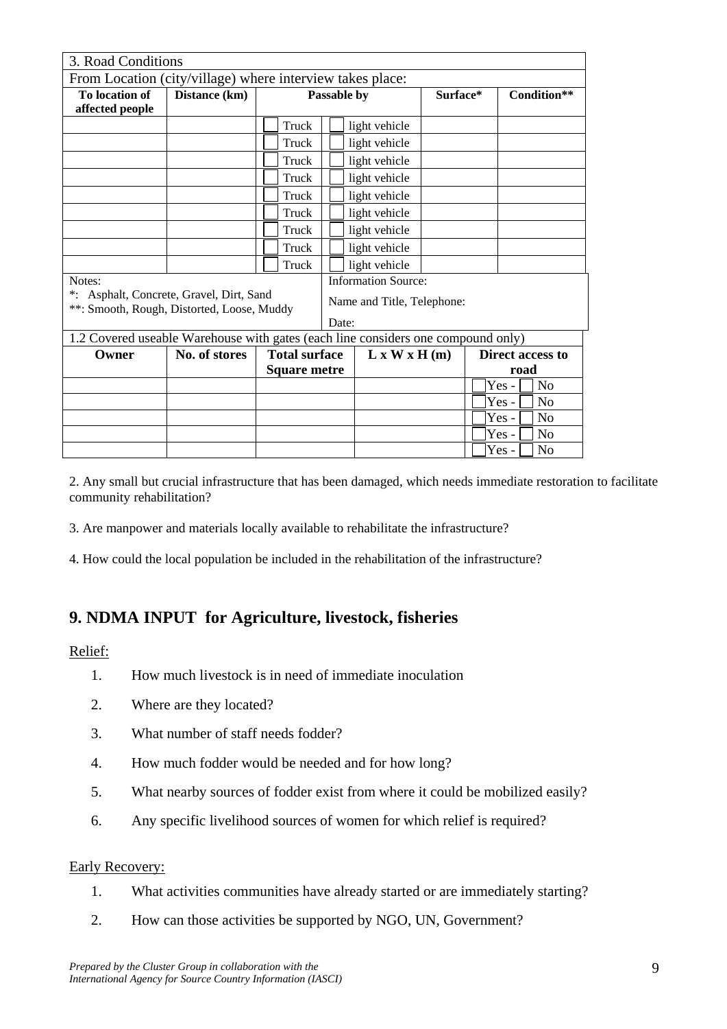| 3. Road Conditions | | | | |
|---|---|---|---|---|
| From Location (city/village) where interview takes place: | | | | |
| **To location of affected people** | **Distance (km)** | **Passable by** | **Surface*** | **Condition**** |
| | | ☐ Truck ☐ light vehicle | | |
| | | ☐ Truck ☐ light vehicle | | |
| | | ☐ Truck ☐ light vehicle | | |
| | | ☐ Truck ☐ light vehicle | | |
| | | ☐ Truck ☐ light vehicle | | |
| | | ☐ Truck ☐ light vehicle | | |
| | | ☐ Truck ☐ light vehicle | | |
| | | ☐ Truck ☐ light vehicle | | |
| | | ☐ Truck ☐ light vehicle | | |

Notes:
*: Asphalt, Concrete, Gravel, Dirt, Sand
**: Smooth, Rough, Distorted, Loose, Muddy

Information Source:
Name and Title, Telephone:
Date:

1.2 Covered useable Warehouse with gates (each line considers one compound only)

| **Owner** | **No. of stores** | **Total surface Square metre** | **L x W x H (m)** | **Direct access to road** |
|---|---|---|---|---|
| | | | | ☐ Yes - ☐ No |
| | | | | ☐ Yes - ☐ No |
| | | | | ☐ Yes - ☐ No |
| | | | | ☐ Yes - ☐ No |
| | | | | ☐ Yes - ☐ No |

2. Any small but crucial infrastructure that has been damaged, which needs immediate restoration to facilitate community rehabilitation?

3. Are manpower and materials locally available to rehabilitate the infrastructure?

4. How could the local population be included in the rehabilitation of the infrastructure?

## 9. NDMA INPUT for Agriculture, livestock, fisheries

Relief:

1. How much livestock is in need of immediate inoculation
2. Where are they located?
3. What number of staff needs fodder?
4. How much fodder would be needed and for how long?
5. What nearby sources of fodder exist from where it could be mobilized easily?
6. Any specific livelihood sources of women for which relief is required?

Early Recovery:

1. What activities communities have already started or are immediately starting?
2. How can those activities be supported by NGO, UN, Government?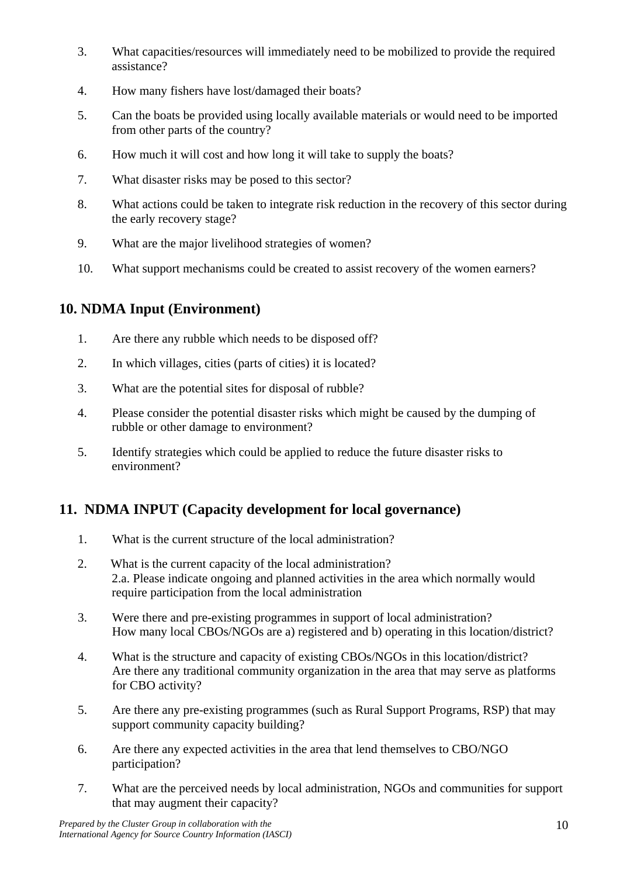3. What capacities/resources will immediately need to be mobilized to provide the required assistance?
4. How many fishers have lost/damaged their boats?
5. Can the boats be provided using locally available materials or would need to be imported from other parts of the country?
6. How much it will cost and how long it will take to supply the boats?
7. What disaster risks may be posed to this sector?
8. What actions could be taken to integrate risk reduction in the recovery of this sector during the early recovery stage?
9. What are the major livelihood strategies of women?
10. What support mechanisms could be created to assist recovery of the women earners?

## 10. NDMA Input (Environment)

1. Are there any rubble which needs to be disposed off?
2. In which villages, cities (parts of cities) it is located?
3. What are the potential sites for disposal of rubble?
4. Please consider the potential disaster risks which might be caused by the dumping of rubble or other damage to environment?
5. Identify strategies which could be applied to reduce the future disaster risks to environment?

## 11. NDMA INPUT (Capacity development for local governance)

1. What is the current structure of the local administration?
2. What is the current capacity of the local administration?
   2.a. Please indicate ongoing and planned activities in the area which normally would require participation from the local administration
3. Were there and pre-existing programmes in support of local administration?
   How many local CBOs/NGOs are a) registered and b) operating in this location/district?
4. What is the structure and capacity of existing CBOs/NGOs in this location/district?
   Are there any traditional community organization in the area that may serve as platforms for CBO activity?
5. Are there any pre-existing programmes (such as Rural Support Programs, RSP) that may support community capacity building?
6. Are there any expected activities in the area that lend themselves to CBO/NGO participation?
7. What are the perceived needs by local administration, NGOs and communities for support that may augment their capacity?

*Prepared by the Cluster Group in collaboration with the International Agency for Source Country Information (IASCI)*